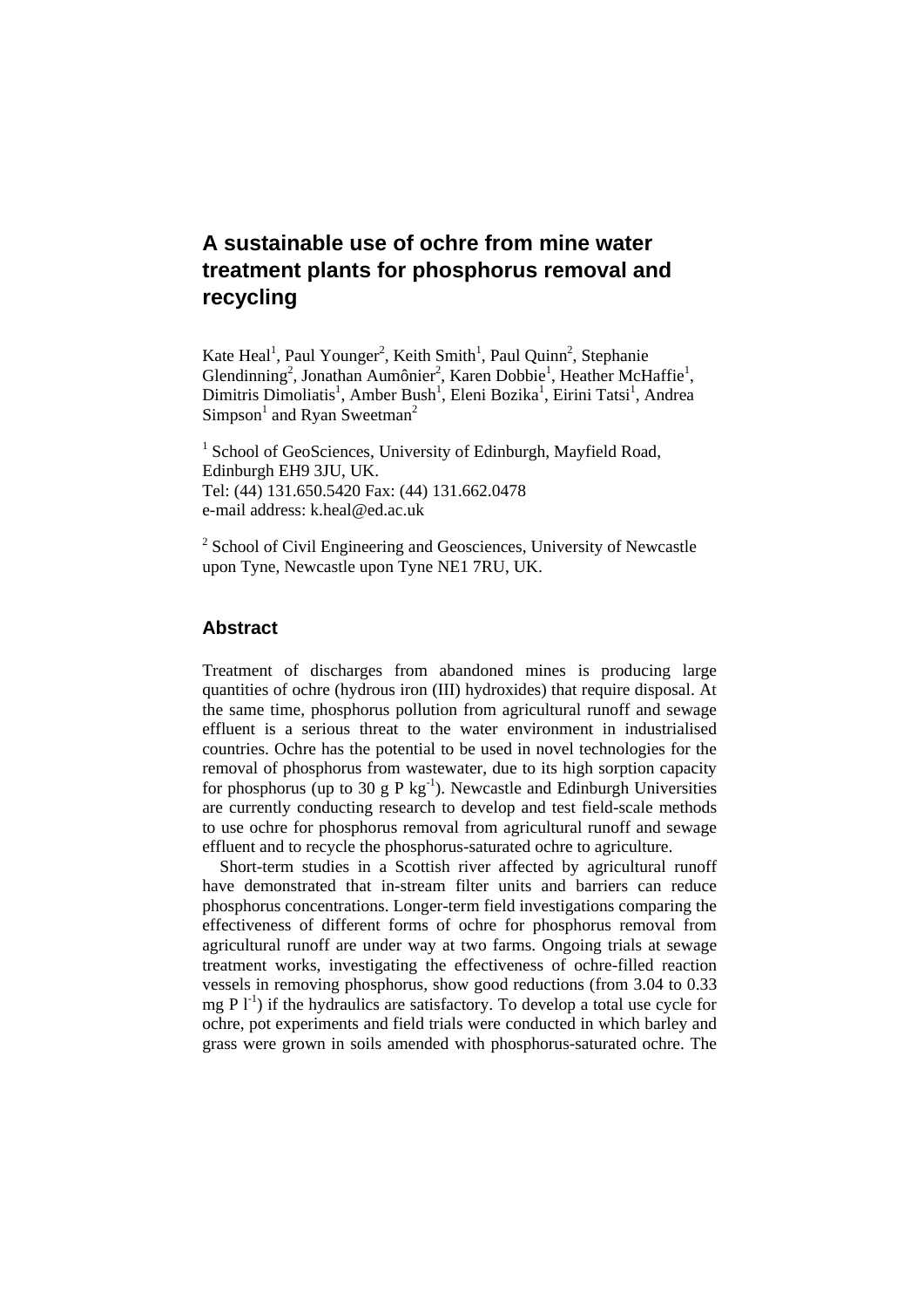# A sustainable use of ochre from mine water treatment plants for phosphorus removal and recycling

Kate Heal[1], Paul Younger[2], Keith Smith[1], Paul Quinn[2], Stephanie Glendinning[2], Jonathan Aumônier[2], Karen Dobbie[1], Heather McHaffie[1], Dimitris Dimoliatis[1], Amber Bush[1], Eleni Bozika[1], Eirini Tatsi[1], Andrea Simpson[1] and Ryan Sweetman[2]

[1] School of GeoSciences, University of Edinburgh, Mayfield Road, Edinburgh EH9 3JU, UK.
Tel: (44) 131.650.5420 Fax: (44) 131.662.0478
e-mail address: k.heal@ed.ac.uk

[2] School of Civil Engineering and Geosciences, University of Newcastle upon Tyne, Newcastle upon Tyne NE1 7RU, UK.

## Abstract

Treatment of discharges from abandoned mines is producing large quantities of ochre (hydrous iron (III) hydroxides) that require disposal. At the same time, phosphorus pollution from agricultural runoff and sewage effluent is a serious threat to the water environment in industrialised countries. Ochre has the potential to be used in novel technologies for the removal of phosphorus from wastewater, due to its high sorption capacity for phosphorus (up to 30 g P $kg^{-1}$). Newcastle and Edinburgh Universities are currently conducting research to develop and test field-scale methods to use ochre for phosphorus removal from agricultural runoff and sewage effluent and to recycle the phosphorus-saturated ochre to agriculture.

Short-term studies in a Scottish river affected by agricultural runoff have demonstrated that in-stream filter units and barriers can reduce phosphorus concentrations. Longer-term field investigations comparing the effectiveness of different forms of ochre for phosphorus removal from agricultural runoff are under way at two farms. Ongoing trials at sewage treatment works, investigating the effectiveness of ochre-filled reaction vessels in removing phosphorus, show good reductions (from 3.04 to 0.33 mg P $l^{-1}$) if the hydraulics are satisfactory. To develop a total use cycle for ochre, pot experiments and field trials were conducted in which barley and grass were grown in soils amended with phosphorus-saturated ochre. The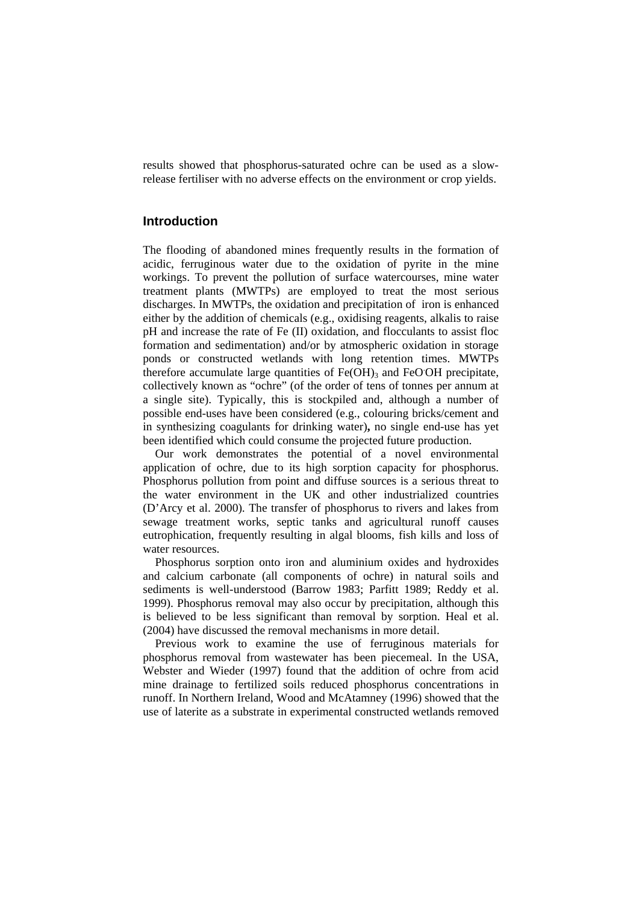results showed that phosphorus-saturated ochre can be used as a slow-release fertiliser with no adverse effects on the environment or crop yields.

## Introduction

The flooding of abandoned mines frequently results in the formation of acidic, ferruginous water due to the oxidation of pyrite in the mine workings. To prevent the pollution of surface watercourses, mine water treatment plants (MWTPs) are employed to treat the most serious discharges. In MWTPs, the oxidation and precipitation of iron is enhanced either by the addition of chemicals (e.g., oxidising reagents, alkalis to raise pH and increase the rate of Fe (II) oxidation, and flocculants to assist floc formation and sedimentation) and/or by atmospheric oxidation in storage ponds or constructed wetlands with long retention times. MWTPs therefore accumulate large quantities of $Fe(OH)_3$ and $FeO{\cdot}OH$ precipitate, collectively known as "ochre" (of the order of tens of tonnes per annum at a single site). Typically, this is stockpiled and, although a number of possible end-uses have been considered (e.g., colouring bricks/cement and in synthesizing coagulants for drinking water), no single end-use has yet been identified which could consume the projected future production.

Our work demonstrates the potential of a novel environmental application of ochre, due to its high sorption capacity for phosphorus. Phosphorus pollution from point and diffuse sources is a serious threat to the water environment in the UK and other industrialized countries (D'Arcy et al. 2000). The transfer of phosphorus to rivers and lakes from sewage treatment works, septic tanks and agricultural runoff causes eutrophication, frequently resulting in algal blooms, fish kills and loss of water resources.

Phosphorus sorption onto iron and aluminium oxides and hydroxides and calcium carbonate (all components of ochre) in natural soils and sediments is well-understood (Barrow 1983; Parfitt 1989; Reddy et al. 1999). Phosphorus removal may also occur by precipitation, although this is believed to be less significant than removal by sorption. Heal et al. (2004) have discussed the removal mechanisms in more detail.

Previous work to examine the use of ferruginous materials for phosphorus removal from wastewater has been piecemeal. In the USA, Webster and Wieder (1997) found that the addition of ochre from acid mine drainage to fertilized soils reduced phosphorus concentrations in runoff. In Northern Ireland, Wood and McAtamney (1996) showed that the use of laterite as a substrate in experimental constructed wetlands removed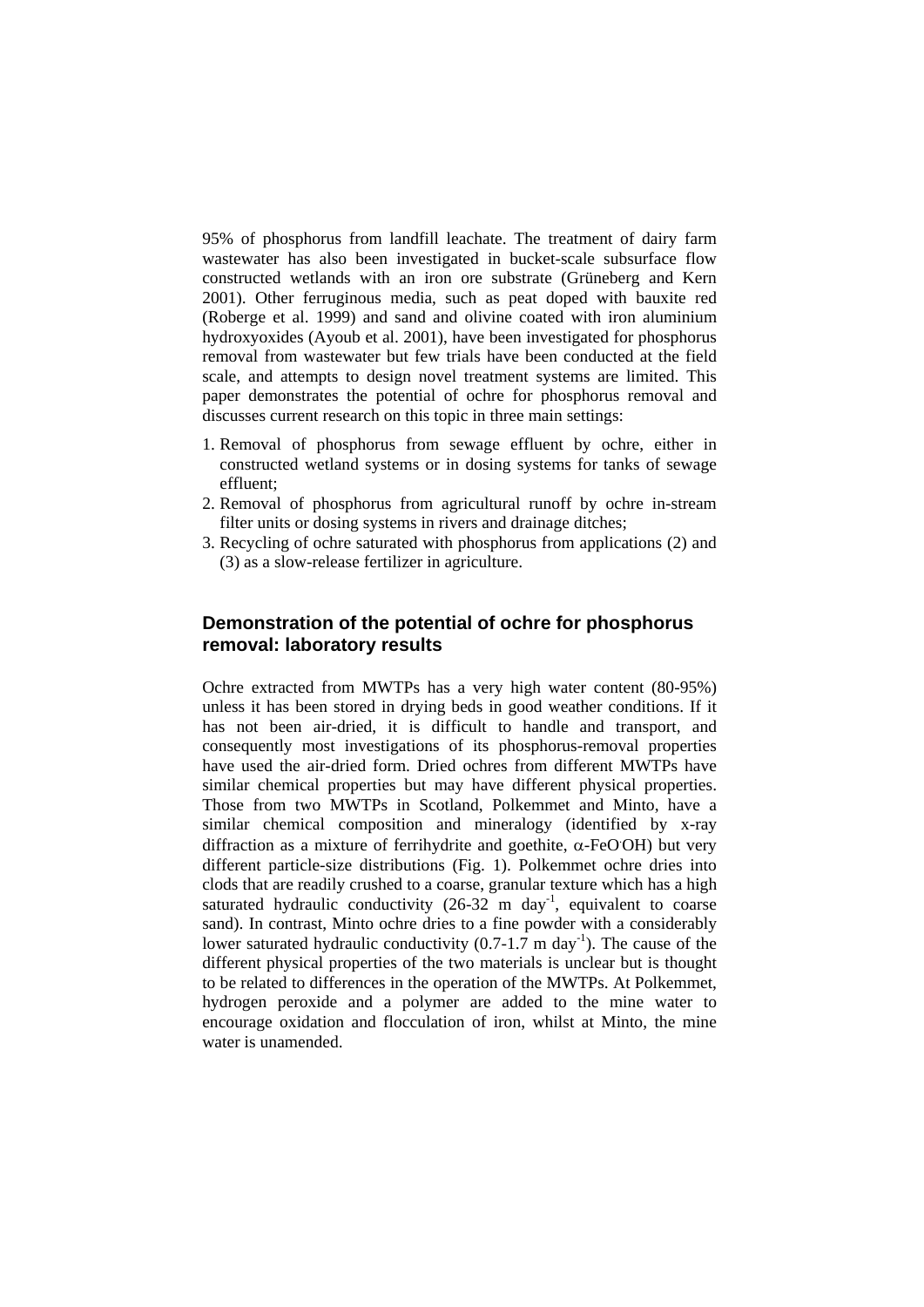95% of phosphorus from landfill leachate. The treatment of dairy farm wastewater has also been investigated in bucket-scale subsurface flow constructed wetlands with an iron ore substrate (Grüneberg and Kern 2001). Other ferruginous media, such as peat doped with bauxite red (Roberge et al. 1999) and sand and olivine coated with iron aluminium hydroxyoxides (Ayoub et al. 2001), have been investigated for phosphorus removal from wastewater but few trials have been conducted at the field scale, and attempts to design novel treatment systems are limited. This paper demonstrates the potential of ochre for phosphorus removal and discusses current research on this topic in three main settings:

1. Removal of phosphorus from sewage effluent by ochre, either in constructed wetland systems or in dosing systems for tanks of sewage effluent;
2. Removal of phosphorus from agricultural runoff by ochre in-stream filter units or dosing systems in rivers and drainage ditches;
3. Recycling of ochre saturated with phosphorus from applications (2) and (3) as a slow-release fertilizer in agriculture.

## Demonstration of the potential of ochre for phosphorus removal: laboratory results

Ochre extracted from MWTPs has a very high water content (80-95%) unless it has been stored in drying beds in good weather conditions. If it has not been air-dried, it is difficult to handle and transport, and consequently most investigations of its phosphorus-removal properties have used the air-dried form. Dried ochres from different MWTPs have similar chemical properties but may have different physical properties. Those from two MWTPs in Scotland, Polkemmet and Minto, have a similar chemical composition and mineralogy (identified by x-ray diffraction as a mixture of ferrihydrite and goethite, $\alpha$-FeO·OH) but very different particle-size distributions (Fig. 1). Polkemmet ochre dries into clods that are readily crushed to a coarse, granular texture which has a high saturated hydraulic conductivity (26-32 m day$^{-1}$, equivalent to coarse sand). In contrast, Minto ochre dries to a fine powder with a considerably lower saturated hydraulic conductivity (0.7-1.7 m day$^{-1}$). The cause of the different physical properties of the two materials is unclear but is thought to be related to differences in the operation of the MWTPs. At Polkemmet, hydrogen peroxide and a polymer are added to the mine water to encourage oxidation and flocculation of iron, whilst at Minto, the mine water is unamended.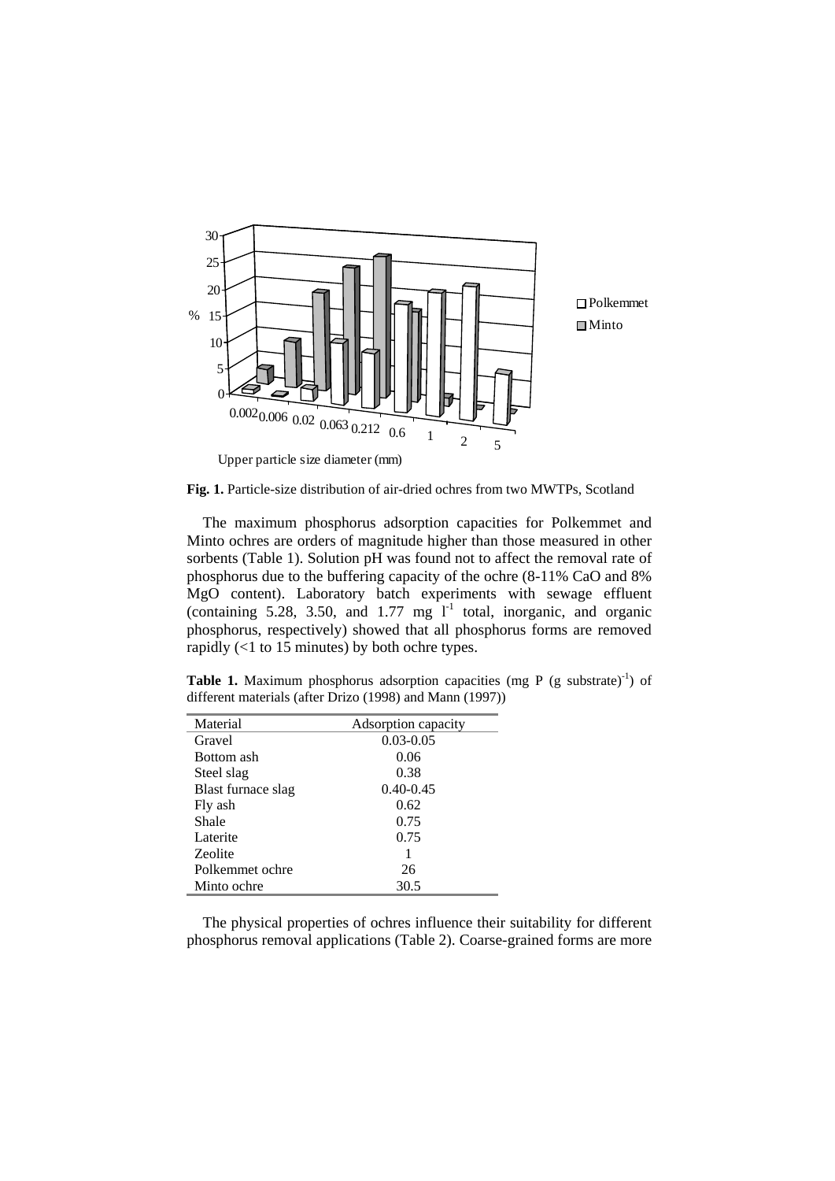**Fig. 1.** Particle-size distribution of air-dried ochres from two MWTPs, Scotland

The maximum phosphorus adsorption capacities for Polkemmet and Minto ochres are orders of magnitude higher than those measured in other sorbents (Table 1). Solution pH was found not to affect the removal rate of phosphorus due to the buffering capacity of the ochre (8-11% CaO and 8% MgO content). Laboratory batch experiments with sewage effluent (containing 5.28, 3.50, and 1.77 mg $l^{-1}$ total, inorganic, and organic phosphorus, respectively) showed that all phosphorus forms are removed rapidly (<1 to 15 minutes) by both ochre types.

**Table 1.** Maximum phosphorus adsorption capacities (mg P (g substrate)$^{-1}$) of different materials (after Drizo (1998) and Mann (1997))

| Material | Adsorption capacity |
|---|---|
| Gravel | 0.03-0.05 |
| Bottom ash | 0.06 |
| Steel slag | 0.38 |
| Blast furnace slag | 0.40-0.45 |
| Fly ash | 0.62 |
| Shale | 0.75 |
| Laterite | 0.75 |
| Zeolite | 1 |
| Polkemmet ochre | 26 |
| Minto ochre | 30.5 |

The physical properties of ochres influence their suitability for different phosphorus removal applications (Table 2). Coarse-grained forms are more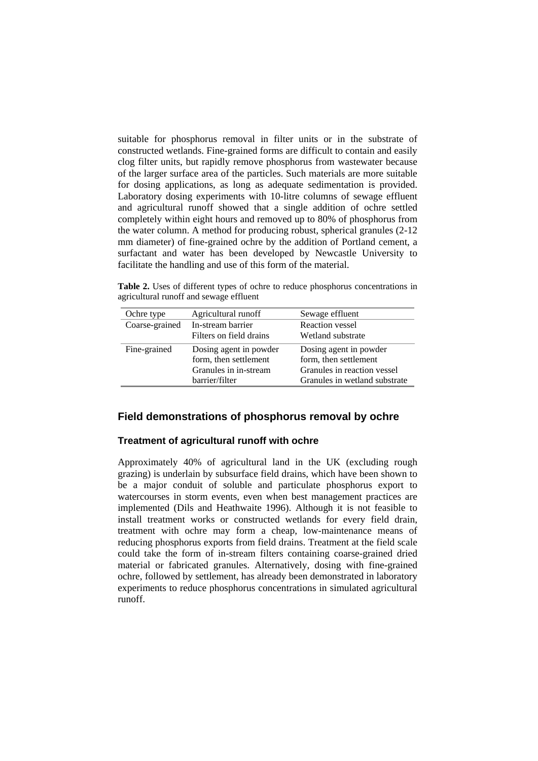suitable for phosphorus removal in filter units or in the substrate of constructed wetlands. Fine-grained forms are difficult to contain and easily clog filter units, but rapidly remove phosphorus from wastewater because of the larger surface area of the particles. Such materials are more suitable for dosing applications, as long as adequate sedimentation is provided. Laboratory dosing experiments with 10-litre columns of sewage effluent and agricultural runoff showed that a single addition of ochre settled completely within eight hours and removed up to 80% of phosphorus from the water column. A method for producing robust, spherical granules (2-12 mm diameter) of fine-grained ochre by the addition of Portland cement, a surfactant and water has been developed by Newcastle University to facilitate the handling and use of this form of the material.

**Table 2.** Uses of different types of ochre to reduce phosphorus concentrations in agricultural runoff and sewage effluent

| Ochre type | Agricultural runoff | Sewage effluent |
|---|---|---|
| Coarse-grained | In-stream barrier<br>Filters on field drains | Reaction vessel<br>Wetland substrate |
| Fine-grained | Dosing agent in powder form, then settlement<br>Granules in in-stream barrier/filter | Dosing agent in powder form, then settlement<br>Granules in reaction vessel<br>Granules in wetland substrate |

## Field demonstrations of phosphorus removal by ochre

### Treatment of agricultural runoff with ochre

Approximately 40% of agricultural land in the UK (excluding rough grazing) is underlain by subsurface field drains, which have been shown to be a major conduit of soluble and particulate phosphorus export to watercourses in storm events, even when best management practices are implemented (Dils and Heathwaite 1996). Although it is not feasible to install treatment works or constructed wetlands for every field drain, treatment with ochre may form a cheap, low-maintenance means of reducing phosphorus exports from field drains. Treatment at the field scale could take the form of in-stream filters containing coarse-grained dried material or fabricated granules. Alternatively, dosing with fine-grained ochre, followed by settlement, has already been demonstrated in laboratory experiments to reduce phosphorus concentrations in simulated agricultural runoff.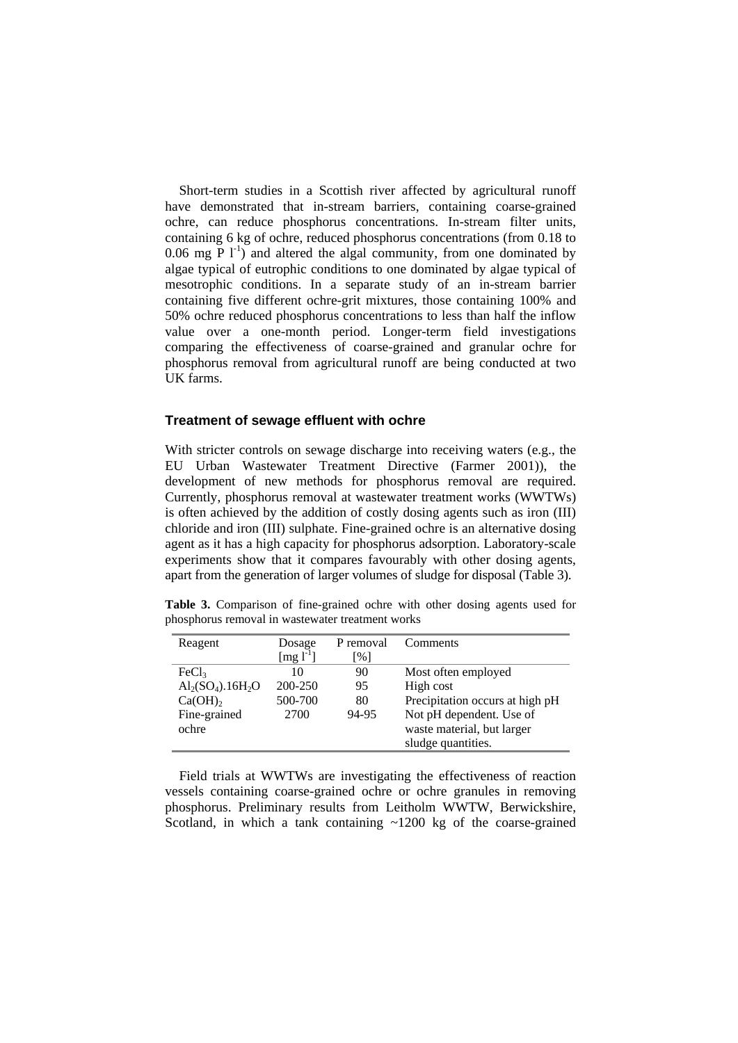Short-term studies in a Scottish river affected by agricultural runoff have demonstrated that in-stream barriers, containing coarse-grained ochre, can reduce phosphorus concentrations. In-stream filter units, containing 6 kg of ochre, reduced phosphorus concentrations (from 0.18 to 0.06 mg P $l^{-1}$) and altered the algal community, from one dominated by algae typical of eutrophic conditions to one dominated by algae typical of mesotrophic conditions. In a separate study of an in-stream barrier containing five different ochre-grit mixtures, those containing 100% and 50% ochre reduced phosphorus concentrations to less than half the inflow value over a one-month period. Longer-term field investigations comparing the effectiveness of coarse-grained and granular ochre for phosphorus removal from agricultural runoff are being conducted at two UK farms.

### Treatment of sewage effluent with ochre

With stricter controls on sewage discharge into receiving waters (e.g., the EU Urban Wastewater Treatment Directive (Farmer 2001)), the development of new methods for phosphorus removal are required. Currently, phosphorus removal at wastewater treatment works (WWTWs) is often achieved by the addition of costly dosing agents such as iron (III) chloride and iron (III) sulphate. Fine-grained ochre is an alternative dosing agent as it has a high capacity for phosphorus adsorption. Laboratory-scale experiments show that it compares favourably with other dosing agents, apart from the generation of larger volumes of sludge for disposal (Table 3).

**Table 3.** Comparison of fine-grained ochre with other dosing agents used for phosphorus removal in wastewater treatment works

| Reagent | Dosage [mg $l^{-1}$] | P removal [%] | Comments |
|---|---|---|---|
| $FeCl_3$ | 10 | 90 | Most often employed |
| $Al_2(SO_4).16H_2O$ | 200-250 | 95 | High cost |
| $Ca(OH)_2$ | 500-700 | 80 | Precipitation occurs at high pH |
| Fine-grained ochre | 2700 | 94-95 | Not pH dependent. Use of waste material, but larger sludge quantities. |

Field trials at WWTWs are investigating the effectiveness of reaction vessels containing coarse-grained ochre or ochre granules in removing phosphorus. Preliminary results from Leitholm WWTW, Berwickshire, Scotland, in which a tank containing ~1200 kg of the coarse-grained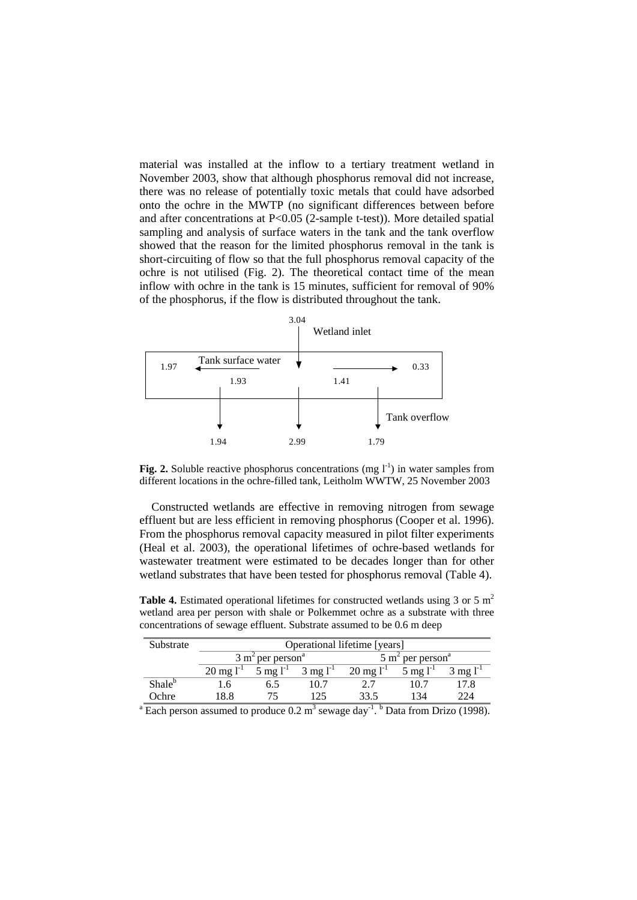material was installed at the inflow to a tertiary treatment wetland in November 2003, show that although phosphorus removal did not increase, there was no release of potentially toxic metals that could have adsorbed onto the ochre in the MWTP (no significant differences between before and after concentrations at $P<0.05$ (2-sample t-test)). More detailed spatial sampling and analysis of surface waters in the tank and the tank overflow showed that the reason for the limited phosphorus removal in the tank is short-circuiting of flow so that the full phosphorus removal capacity of the ochre is not utilised (Fig. 2). The theoretical contact time of the mean inflow with ochre in the tank is 15 minutes, sufficient for removal of 90% of the phosphorus, if the flow is distributed throughout the tank.

3.04
Wetland inlet

Tank surface water
1.97 1.93 1.41 0.33

Tank overflow
1.94 2.99 1.79

**Fig. 2.** Soluble reactive phosphorus concentrations (mg $l^{-1}$) in water samples from different locations in the ochre-filled tank, Leitholm WWTW, 25 November 2003

Constructed wetlands are effective in removing nitrogen from sewage effluent but are less efficient in removing phosphorus (Cooper et al. 1996). From the phosphorus removal capacity measured in pilot filter experiments (Heal et al. 2003), the operational lifetimes of ochre-based wetlands for wastewater treatment were estimated to be decades longer than for other wetland substrates that have been tested for phosphorus removal (Table 4).

**Table 4.** Estimated operational lifetimes for constructed wetlands using 3 or 5 $m^2$ wetland area per person with shale or Polkemmet ochre as a substrate with three concentrations of sewage effluent. Substrate assumed to be 0.6 m deep

| Substrate | Operational lifetime [years] | | | | | |
|---|---|---|---|---|---|---|
| | 3 $m^2$ per person[a] | | | 5 $m^2$ per person[a] | | |
| | 20 mg $l^{-1}$ | 5 mg $l^{-1}$ | 3 mg $l^{-1}$ | 20 mg $l^{-1}$ | 5 mg $l^{-1}$ | 3 mg $l^{-1}$ |
| Shale[b] | 1.6 | 6.5 | 10.7 | 2.7 | 10.7 | 17.8 |
| Ochre | 18.8 | 75 | 125 | 33.5 | 134 | 224 |

[a] Each person assumed to produce 0.2 $m^3$ sewage $day^{-1}$. [b] Data from Drizo (1998).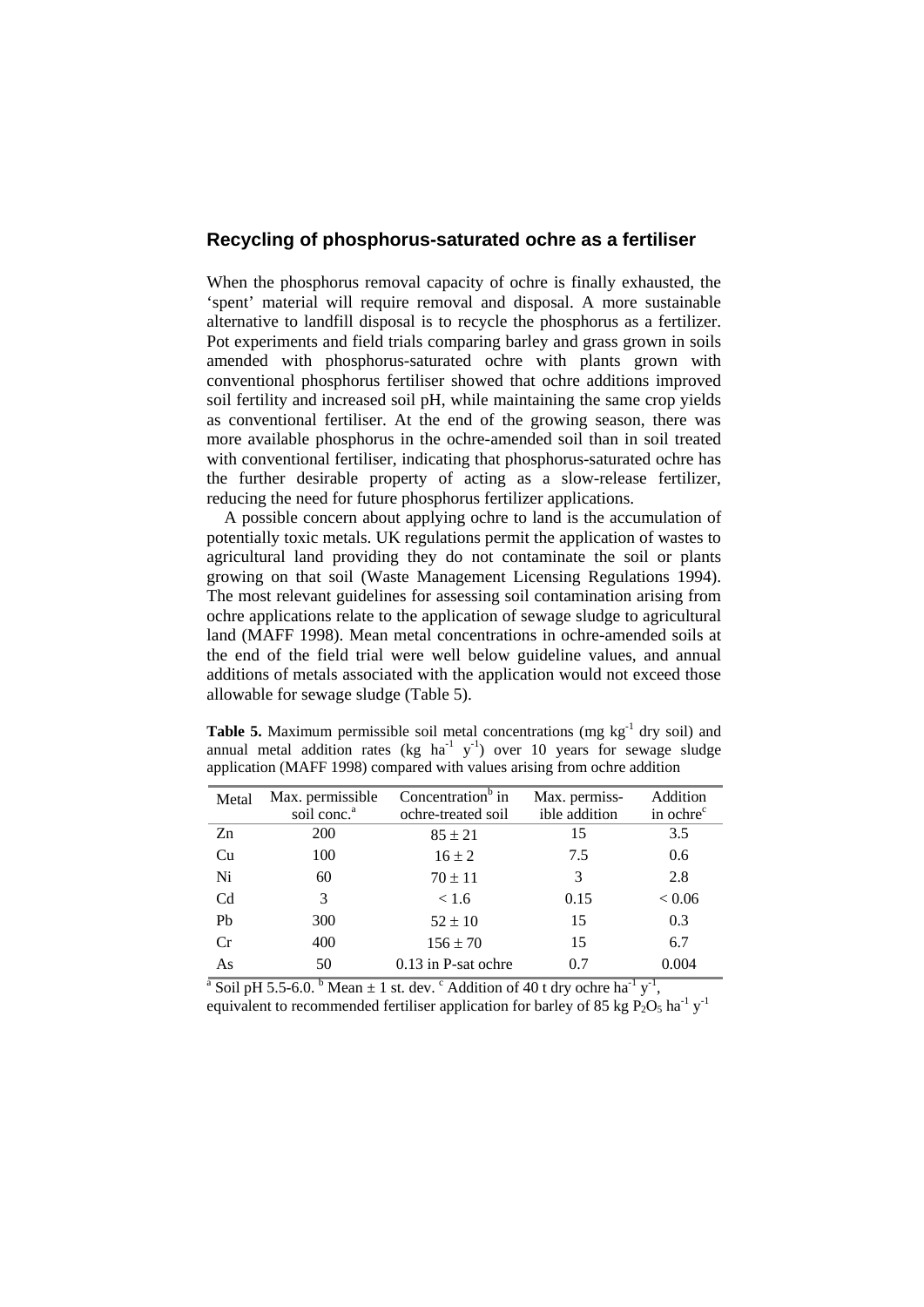## Recycling of phosphorus-saturated ochre as a fertiliser

When the phosphorus removal capacity of ochre is finally exhausted, the ‘spent’ material will require removal and disposal. A more sustainable alternative to landfill disposal is to recycle the phosphorus as a fertilizer. Pot experiments and field trials comparing barley and grass grown in soils amended with phosphorus-saturated ochre with plants grown with conventional phosphorus fertiliser showed that ochre additions improved soil fertility and increased soil pH, while maintaining the same crop yields as conventional fertiliser. At the end of the growing season, there was more available phosphorus in the ochre-amended soil than in soil treated with conventional fertiliser, indicating that phosphorus-saturated ochre has the further desirable property of acting as a slow-release fertilizer, reducing the need for future phosphorus fertilizer applications.

A possible concern about applying ochre to land is the accumulation of potentially toxic metals. UK regulations permit the application of wastes to agricultural land providing they do not contaminate the soil or plants growing on that soil (Waste Management Licensing Regulations 1994). The most relevant guidelines for assessing soil contamination arising from ochre applications relate to the application of sewage sludge to agricultural land (MAFF 1998). Mean metal concentrations in ochre-amended soils at the end of the field trial were well below guideline values, and annual additions of metals associated with the application would not exceed those allowable for sewage sludge (Table 5).

**Table 5.** Maximum permissible soil metal concentrations (mg $kg^{-1}$ dry soil) and annual metal addition rates (kg $ha^{-1}$ $y^{-1}$) over 10 years for sewage sludge application (MAFF 1998) compared with values arising from ochre addition

| Metal | Max. permissible soil conc.[a] | Concentration[b] in ochre-treated soil | Max. permissible addition | Addition in ochre[c] |
|---|---|---|---|---|
| Zn | 200 | $85 \pm 21$ | 15 | 3.5 |
| Cu | 100 | $16 \pm 2$ | 7.5 | 0.6 |
| Ni | 60 | $70 \pm 11$ | 3 | 2.8 |
| Cd | 3 | < 1.6 | 0.15 | < 0.06 |
| Pb | 300 | $52 \pm 10$ | 15 | 0.3 |
| Cr | 400 | $156 \pm 70$ | 15 | 6.7 |
| As | 50 | 0.13 in P-sat ochre | 0.7 | 0.004 |

[a] Soil pH 5.5-6.0. [b] Mean ± 1 st. dev. [c] Addition of 40 t dry ochre $ha^{-1}$ $y^{-1}$, equivalent to recommended fertiliser application for barley of 85 kg $P_2O_5$ $ha^{-1}$ $y^{-1}$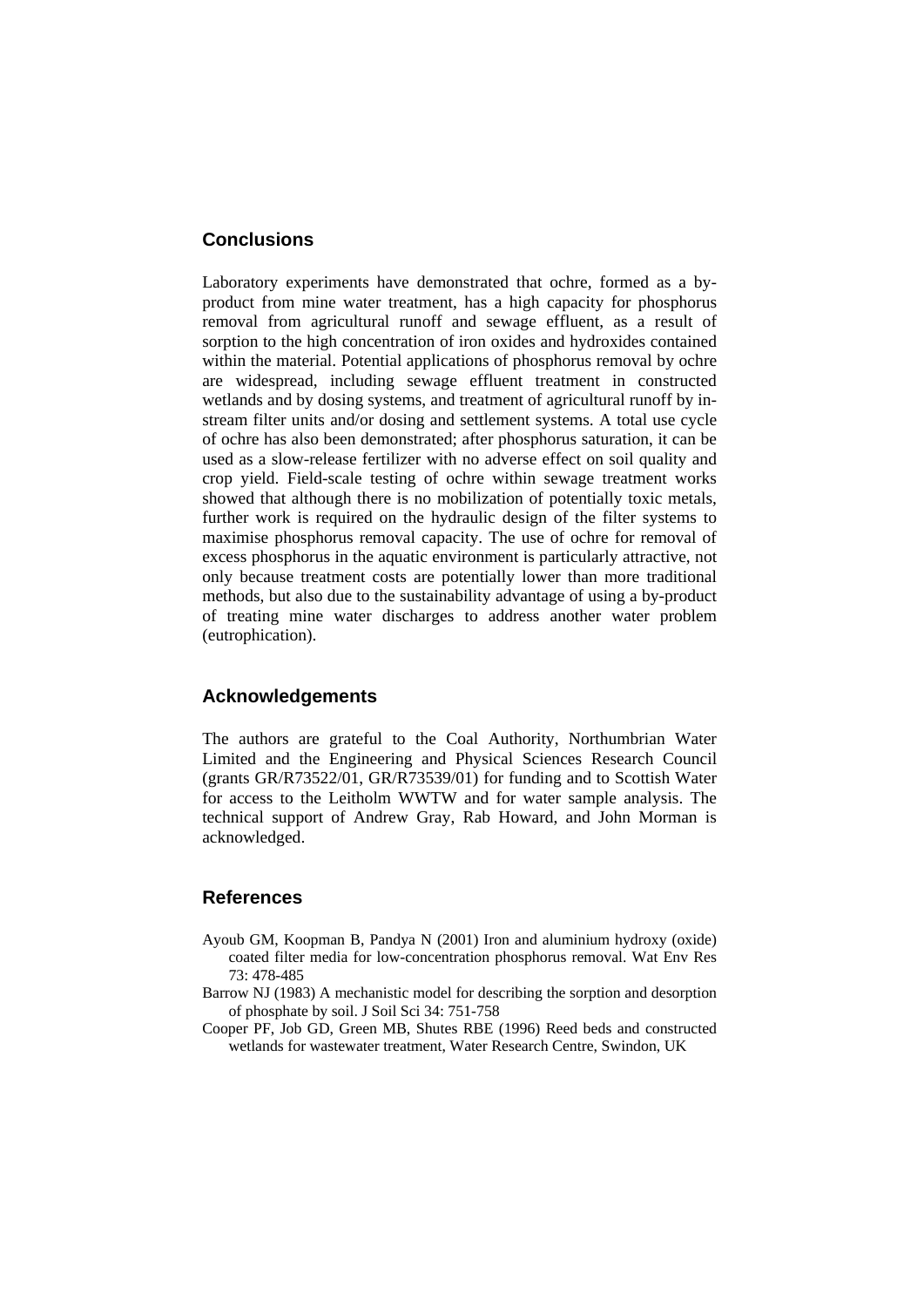## Conclusions

Laboratory experiments have demonstrated that ochre, formed as a by-product from mine water treatment, has a high capacity for phosphorus removal from agricultural runoff and sewage effluent, as a result of sorption to the high concentration of iron oxides and hydroxides contained within the material. Potential applications of phosphorus removal by ochre are widespread, including sewage effluent treatment in constructed wetlands and by dosing systems, and treatment of agricultural runoff by in-stream filter units and/or dosing and settlement systems. A total use cycle of ochre has also been demonstrated; after phosphorus saturation, it can be used as a slow-release fertilizer with no adverse effect on soil quality and crop yield. Field-scale testing of ochre within sewage treatment works showed that although there is no mobilization of potentially toxic metals, further work is required on the hydraulic design of the filter systems to maximise phosphorus removal capacity. The use of ochre for removal of excess phosphorus in the aquatic environment is particularly attractive, not only because treatment costs are potentially lower than more traditional methods, but also due to the sustainability advantage of using a by-product of treating mine water discharges to address another water problem (eutrophication).

## Acknowledgements

The authors are grateful to the Coal Authority, Northumbrian Water Limited and the Engineering and Physical Sciences Research Council (grants GR/R73522/01, GR/R73539/01) for funding and to Scottish Water for access to the Leitholm WWTW and for water sample analysis. The technical support of Andrew Gray, Rab Howard, and John Morman is acknowledged.

## References

Ayoub GM, Koopman B, Pandya N (2001) Iron and aluminium hydroxy (oxide) coated filter media for low-concentration phosphorus removal. Wat Env Res 73: 478-485

Barrow NJ (1983) A mechanistic model for describing the sorption and desorption of phosphate by soil. J Soil Sci 34: 751-758

Cooper PF, Job GD, Green MB, Shutes RBE (1996) Reed beds and constructed wetlands for wastewater treatment, Water Research Centre, Swindon, UK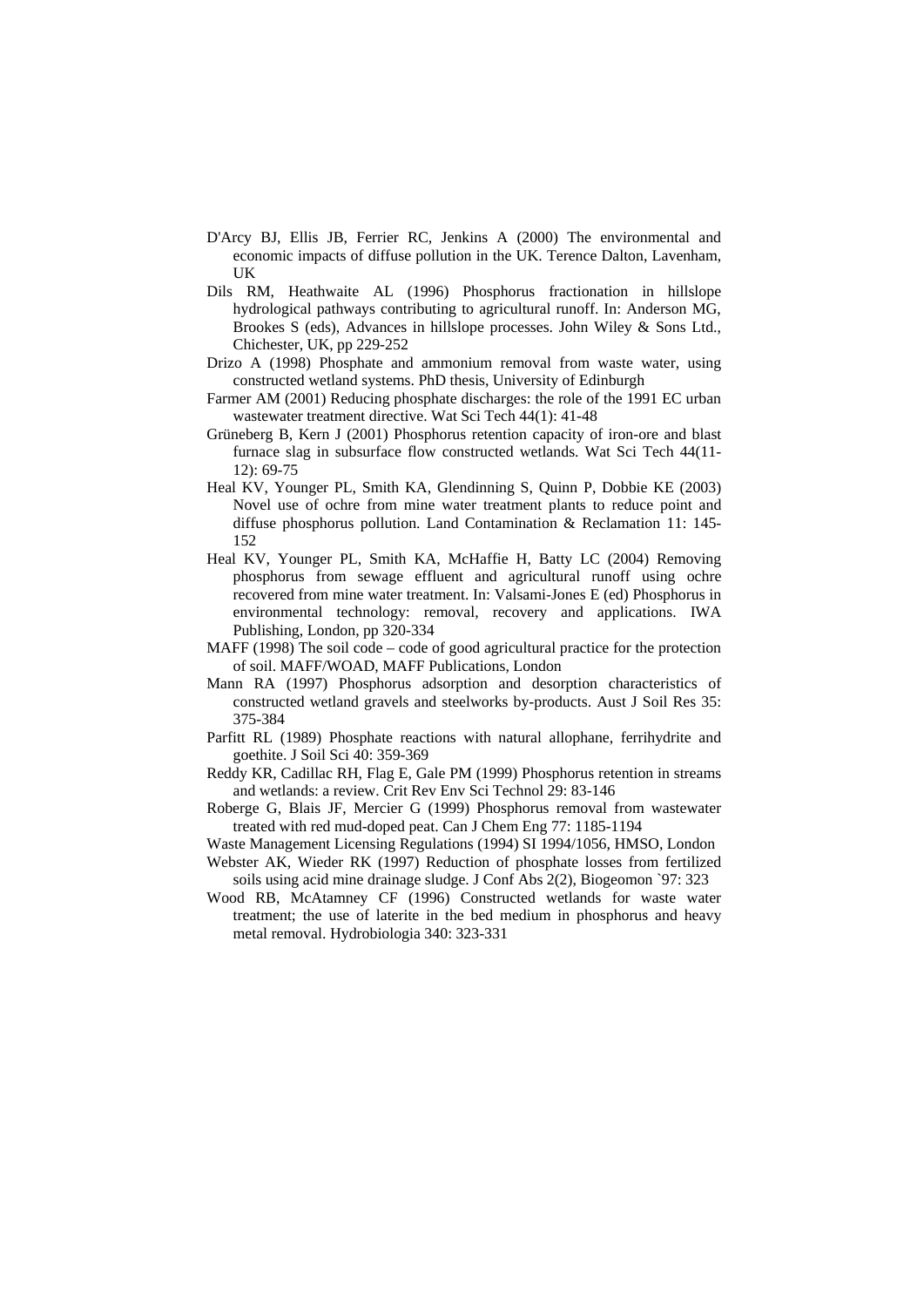D'Arcy BJ, Ellis JB, Ferrier RC, Jenkins A (2000) The environmental and economic impacts of diffuse pollution in the UK. Terence Dalton, Lavenham, UK

Dils RM, Heathwaite AL (1996) Phosphorus fractionation in hillslope hydrological pathways contributing to agricultural runoff. In: Anderson MG, Brookes S (eds), Advances in hillslope processes. John Wiley & Sons Ltd., Chichester, UK, pp 229-252

Drizo A (1998) Phosphate and ammonium removal from waste water, using constructed wetland systems. PhD thesis, University of Edinburgh

Farmer AM (2001) Reducing phosphate discharges: the role of the 1991 EC urban wastewater treatment directive. Wat Sci Tech 44(1): 41-48

Grüneberg B, Kern J (2001) Phosphorus retention capacity of iron-ore and blast furnace slag in subsurface flow constructed wetlands. Wat Sci Tech 44(11-12): 69-75

Heal KV, Younger PL, Smith KA, Glendinning S, Quinn P, Dobbie KE (2003) Novel use of ochre from mine water treatment plants to reduce point and diffuse phosphorus pollution. Land Contamination & Reclamation 11: 145-152

Heal KV, Younger PL, Smith KA, McHaffie H, Batty LC (2004) Removing phosphorus from sewage effluent and agricultural runoff using ochre recovered from mine water treatment. In: Valsami-Jones E (ed) Phosphorus in environmental technology: removal, recovery and applications. IWA Publishing, London, pp 320-334

MAFF (1998) The soil code – code of good agricultural practice for the protection of soil. MAFF/WOAD, MAFF Publications, London

Mann RA (1997) Phosphorus adsorption and desorption characteristics of constructed wetland gravels and steelworks by-products. Aust J Soil Res 35: 375-384

Parfitt RL (1989) Phosphate reactions with natural allophane, ferrihydrite and goethite. J Soil Sci 40: 359-369

Reddy KR, Cadillac RH, Flag E, Gale PM (1999) Phosphorus retention in streams and wetlands: a review. Crit Rev Env Sci Technol 29: 83-146

Roberge G, Blais JF, Mercier G (1999) Phosphorus removal from wastewater treated with red mud-doped peat. Can J Chem Eng 77: 1185-1194

Waste Management Licensing Regulations (1994) SI 1994/1056, HMSO, London

Webster AK, Wieder RK (1997) Reduction of phosphate losses from fertilized soils using acid mine drainage sludge. J Conf Abs 2(2), Biogeomon `97: 323

Wood RB, McAtamney CF (1996) Constructed wetlands for waste water treatment; the use of laterite in the bed medium in phosphorus and heavy metal removal. Hydrobiologia 340: 323-331